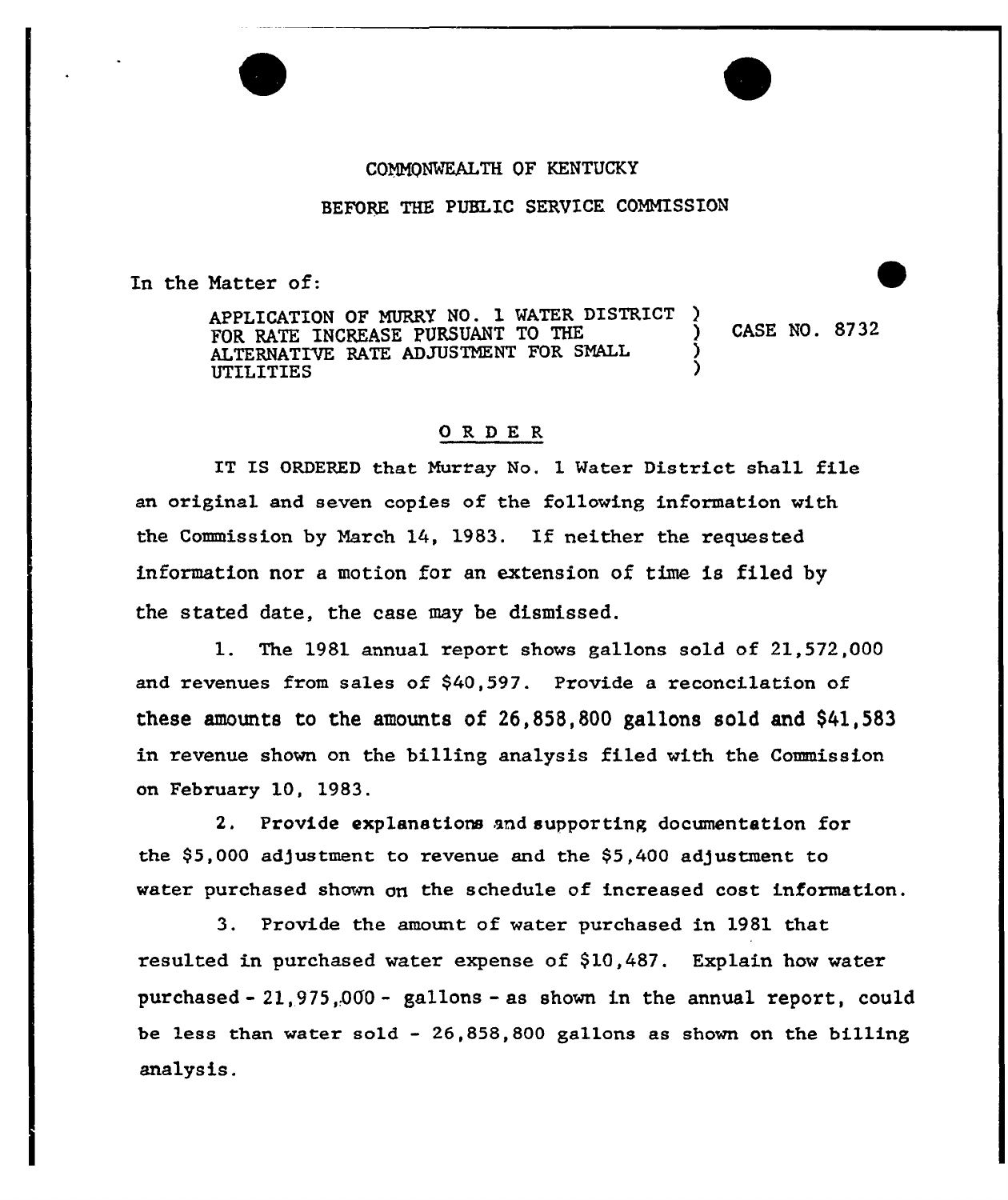COMMONWEALTH OF KENTUCKY

BEFORE THE PUBLIC SERVICE COMMISSION

In the Matter of:

APPLICATION OF MURRY NO. 1 WATER DISTRICT FOR RATE INCREASE PURSUANT TO THE ALTERNATIVE RATE ADJUSTMENT FOR SMALL UTILITIES ) CASE NO. 8732

## ORDER

IT IS ORDERED that Murray No. 1 Water District shall file an original and seven copies of the following information with the Commission by March 14, 1983. If neither the requested information nor a motion for an extension of time is filed by the stated date, the case may be dismissed.

1. The 1981 annual report shows gallons sold of 21,572,000 and revenues from sales of $40,597. Provide a reconcilation of these amounts to the amounts of 26,858,800 gallons sold and $41,583 in revenue shown on the billing analysis filed with the Commission on February 10, 1983.

2. Provide explanations and supporting documentation for the $5,000 adjustment to revenue and the $5,400 adjustment to water purchased shown on the schedule of increased cost information.

3. Provide the amount of water purchased in 1981 that resulted in purchased water expense of $10,487. Explain how water purchased - 21,975,000 - gallons - as shown in the annual report, could be less than water sold - 26,858,800 gallons as shown on the billing analysis.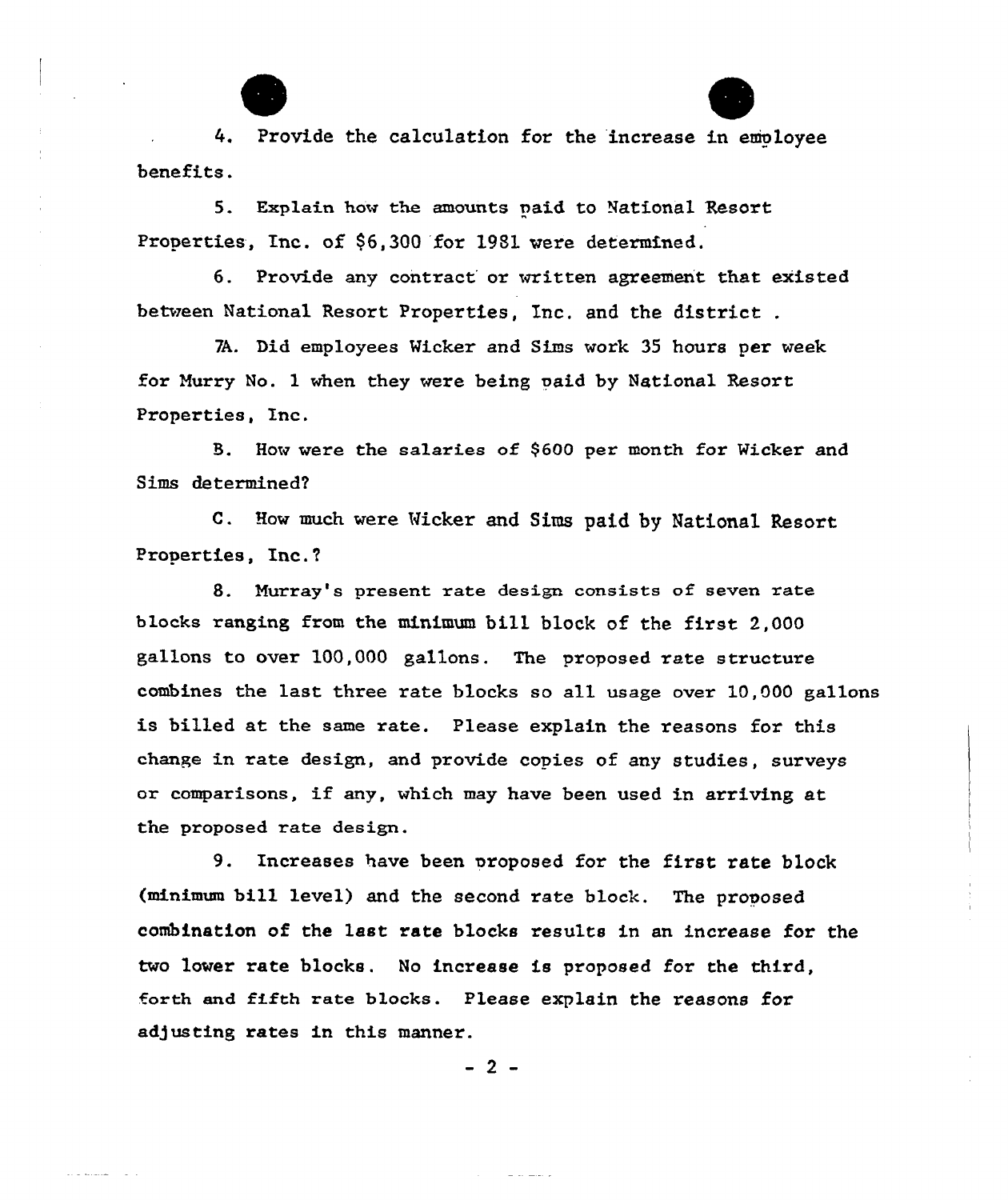4. Provide the calculation for the increase in employee benefits.

5. Explain how the amounts paid to National Resort Properties, Inc. of $6,300 for 1981 were determined.

6. Provide any contract or written agreement that existed between National Resort Properties, Inc. and the district .

7A. Did employees Wicker and Sims work 35 hours per week for Murry No. 1 when they were being paid by National Resort Properties, Inc.

B. How were the salaries of $600 per month for Wicker and Sims determined?

C. How much were Wicker and Sims paid by National Resort Properties, Inc.?

8. Murray's present rate design consists of seven rate blocks ranging from the minimum bill block of the first 2,000 gallons to over 100,000 gallons. The proposed rate structure combines the last three rate blocks so all usage over 10,000 gallons is billed at the same rate. Please explain the reasons for this change in rate design, and provide copies of any studies, surveys or comparisons, if any, which may have been used in arriving at the proposed rate design.

9. Increases have been proposed for the first rate block (minimum bill level) and the second rate block. The proposed combination of the last rate blocks results in an increase for the two lower rate blocks. No increase is proposed for the third, forth and fifth rate blocks. Please explain the reasons for adjusting rates in this manner.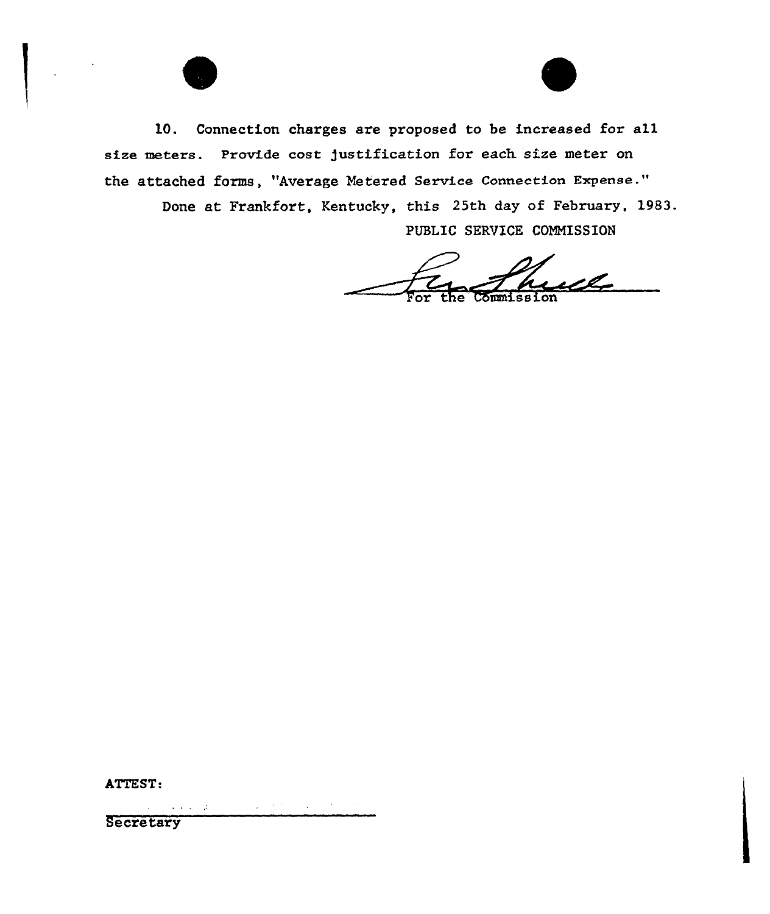10. Connection charges are proposed to be increased for all size meters. Provide cost justification for each size meter on the attached forms, "Average Metered Service Connection Expense."

Done at Frankfort, Kentucky, this 25th day of February, 1983.

PUBLIC SERVICE COMMISSION

For the Commission

ATTEST:

Secretary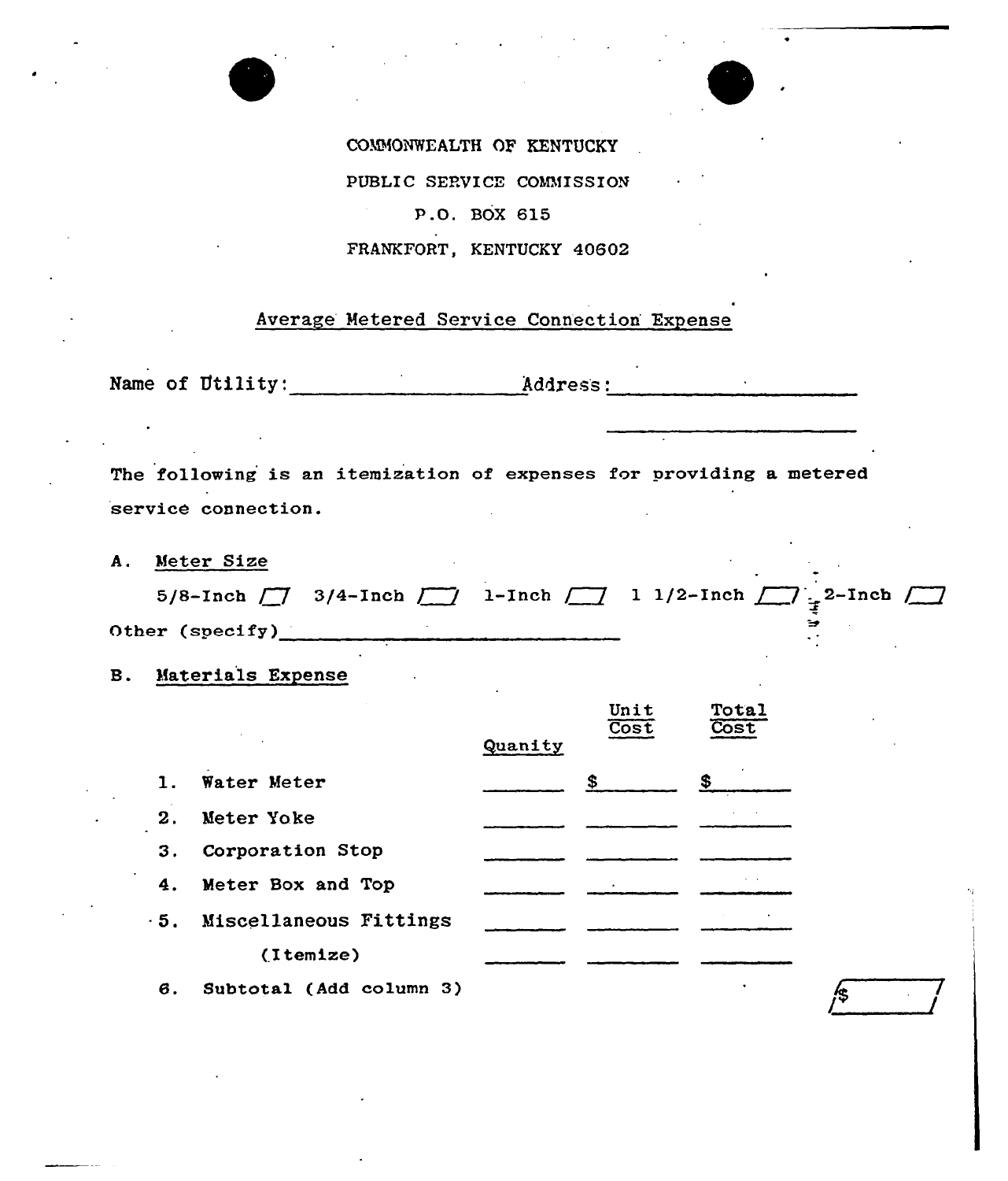COMMONWEALTH OF KENTUCKY

PUBLIC SERVICE COMMISSION

P.O. BOX 615

FRANKFORT, KENTUCKY 40602

## Average Metered Service Connection Expense

Name of Utility: ____________________ Address: ____________________

____________________

The following is an itemization of expenses for providing a metered service connection.

**A. Meter Size**

5/8-Inch ☐ 3/4-Inch ☐ 1-Inch ☐ 1 1/2-Inch ☐ 2-Inch ☐

Other (specify)____________________

**B. Materials Expense**

| | Quanity | Unit Cost | Total Cost |
|---|---|---|---|
| 1. Water Meter | ______ | $ ______ | $ ______ |
| 2. Meter Yoke | ______ | ______ | ______ |
| 3. Corporation Stop | ______ | ______ | ______ |
| 4. Meter Box and Top | ______ | ______ | ______ |
| 5. Miscellaneous Fittings | ______ | ______ | ______ |
| (Itemize) | ______ | ______ | ______ |

6. Subtotal (Add column 3) $ ______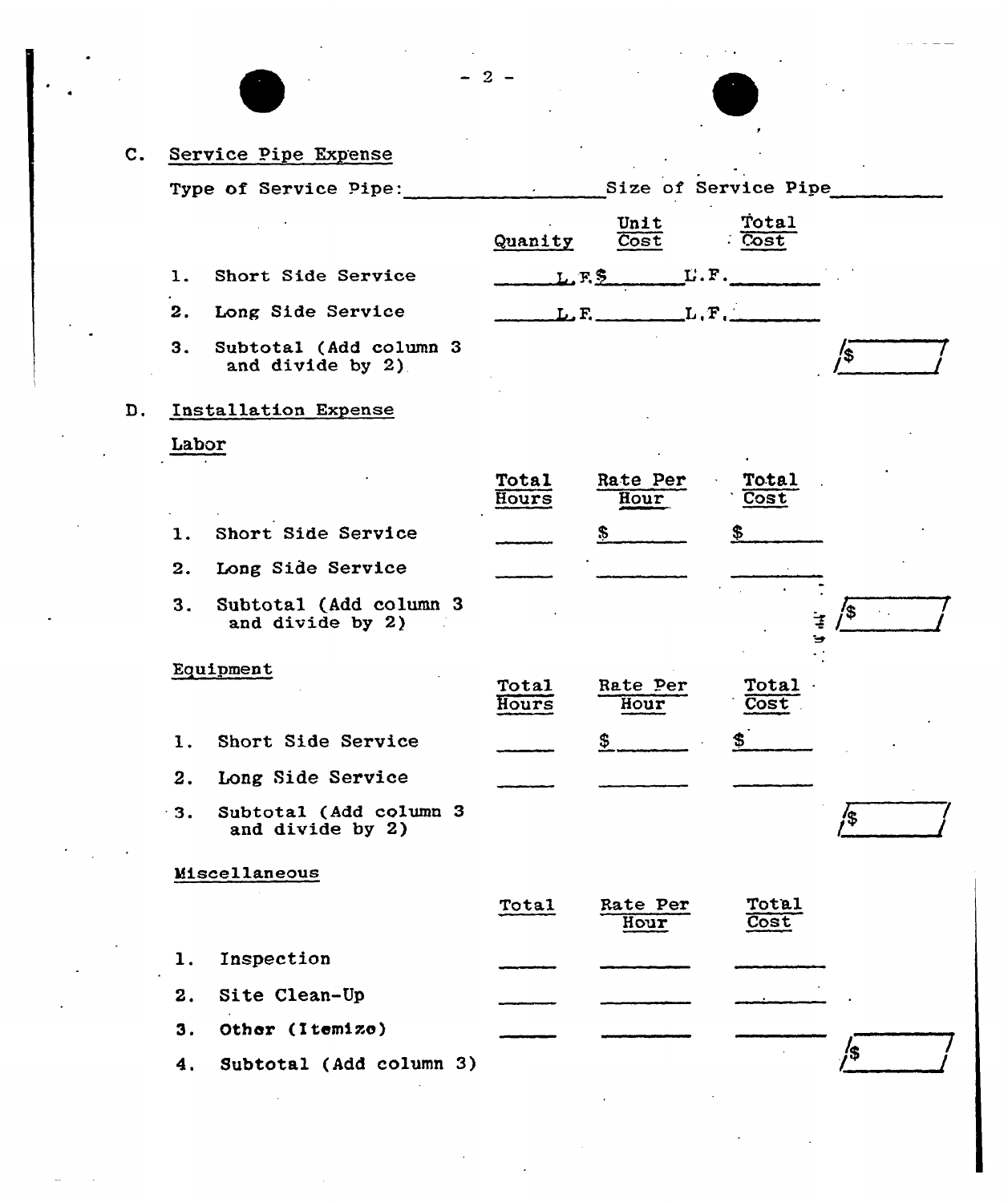C. Service Pipe Expense

Type of Service Pipe:\_\_\_\_\_\_\_\_\_\_\_\_\_\_\_\_\_\_ Size of Service Pipe\_\_\_\_\_\_\_\_\_\_

| | Quanity | Unit Cost | Total Cost | |
|---|---|---|---|---|
| 1. Short Side Service | \_\_\_\_\_L.F. | $\_\_\_\_\_\_\_L.F. | \_\_\_\_\_\_\_\_ | |
| 2. Long Side Service | \_\_\_\_\_L.F. | \_\_\_\_\_\_\_L.F. | \_\_\_\_\_\_\_\_ | |
| 3. Subtotal (Add column 3 and divide by 2) | | | | $\_\_\_\_\_\_\_\_ |

D. Installation Expense

Labor

| | Total Hours | Rate Per Hour | Total Cost | |
|---|---|---|---|---|
| 1. Short Side Service | \_\_\_\_\_ | $\_\_\_\_\_\_\_ | $\_\_\_\_\_\_\_ | |
| 2. Long Side Service | \_\_\_\_\_ | \_\_\_\_\_\_\_ | \_\_\_\_\_\_\_ | |
| 3. Subtotal (Add column 3 and divide by 2) | | | | $\_\_\_\_\_\_\_\_ |

Equipment

| | Total Hours | Rate Per Hour | Total Cost | |
|---|---|---|---|---|
| 1. Short Side Service | \_\_\_\_\_ | $\_\_\_\_\_\_\_ | $\_\_\_\_\_\_\_ | |
| 2. Long Side Service | \_\_\_\_\_ | \_\_\_\_\_\_\_ | \_\_\_\_\_\_\_ | |
| 3. Subtotal (Add column 3 and divide by 2) | | | | $\_\_\_\_\_\_\_\_ |

Miscellaneous

| | Total | Rate Per Hour | Total Cost | |
|---|---|---|---|---|
| 1. Inspection | \_\_\_\_\_ | \_\_\_\_\_\_\_ | \_\_\_\_\_\_\_ | |
| 2. Site Clean-Up | \_\_\_\_\_ | \_\_\_\_\_\_\_ | \_\_\_\_\_\_\_ | |
| 3. Other (Itemize) | \_\_\_\_\_ | \_\_\_\_\_\_\_ | \_\_\_\_\_\_\_ | |
| 4. Subtotal (Add column 3) | | | | $\_\_\_\_\_\_\_\_ |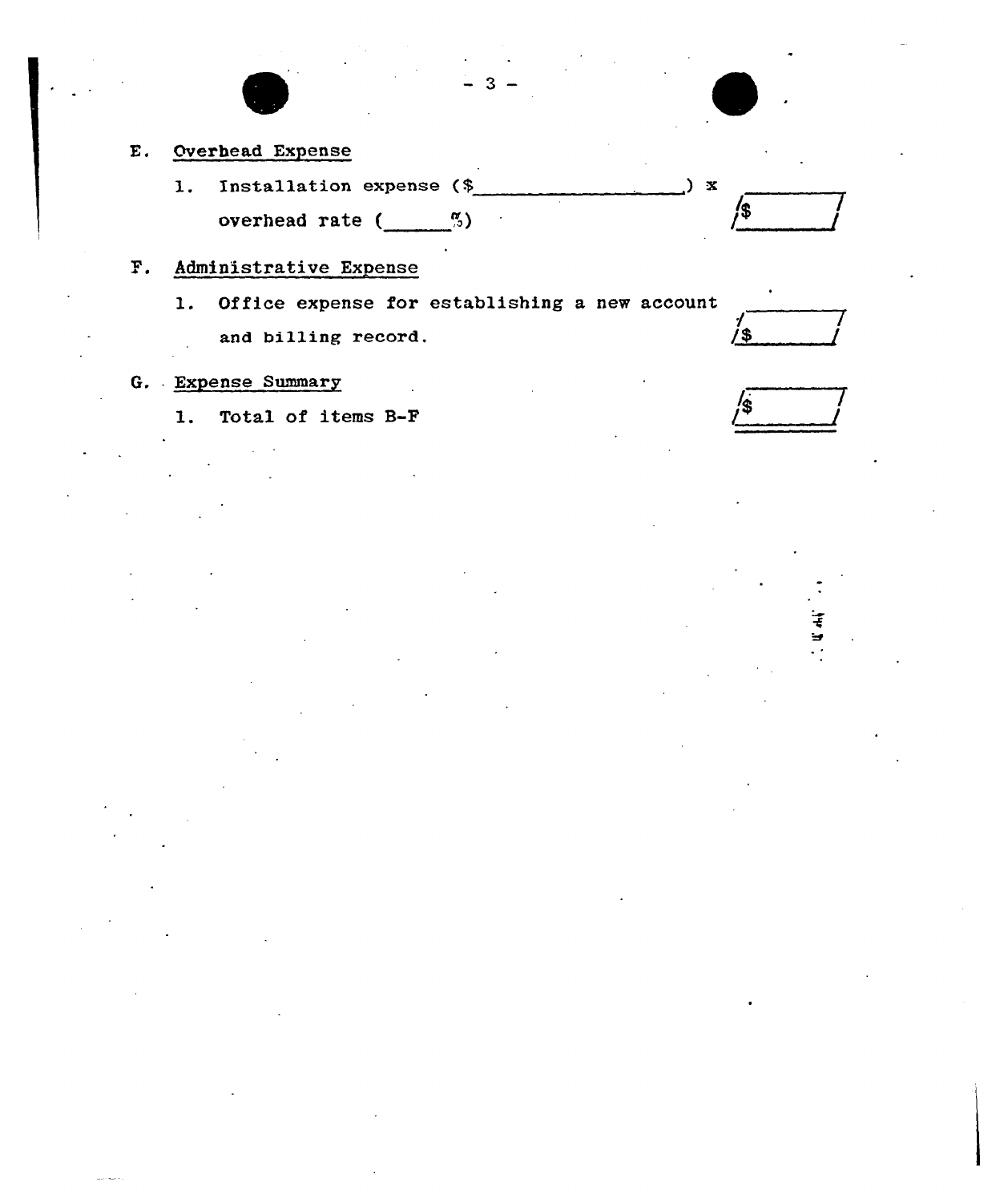E. Overhead Expense

1. Installation expense ($__________________) x overhead rate (______%) — $__________

F. Administrative Expense

1. Office expense for establishing a new account and billing record. — $__________

G. Expense Summary

1. Total of items B-F — $__________